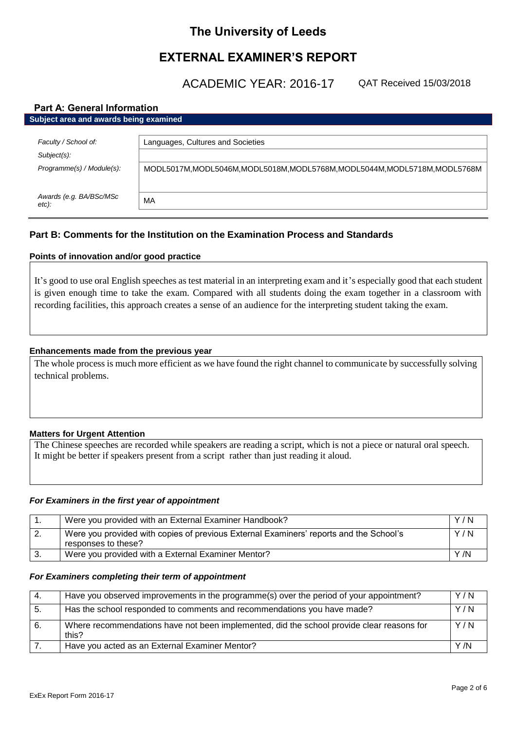# The University of Leeds

## EXTERNAL EXAMINER'S REPORT

ACADEMIC YEAR: 2016-17 QAT Received 15/03/2018

### Part A: General Information

**Subject area and awards being examined**

| | |
|---|---|
| *Faculty / School of:* | Languages, Cultures and Societies |
| *Subject(s):* | |
| *Programme(s) / Module(s):* | MODL5017M,MODL5046M,MODL5018M,MODL5768M,MODL5044M,MODL5718M,MODL5768M |
| *Awards (e.g. BA/BSc/MSc etc):* | MA |

### Part B: Comments for the Institution on the Examination Process and Standards

**Points of innovation and/or good practice**

It's good to use oral English speeches as test material in an interpreting exam and it's especially good that each student is given enough time to take the exam. Compared with all students doing the exam together in a classroom with recording facilities, this approach creates a sense of an audience for the interpreting student taking the exam.

**Enhancements made from the previous year**

The whole process is much more efficient as we have found the right channel to communicate by successfully solving technical problems.

**Matters for Urgent Attention**

The Chinese speeches are recorded while speakers are reading a script, which is not a piece or natural oral speech. It might be better if speakers present from a script rather than just reading it aloud.

***For Examiners in the first year of appointment***

| | | |
|---|---|---|
| 1. | Were you provided with an External Examiner Handbook? | Y / N |
| 2. | Were you provided with copies of previous External Examiners' reports and the School's responses to these? | Y / N |
| 3. | Were you provided with a External Examiner Mentor? | Y /N |

***For Examiners completing their term of appointment***

| | | |
|---|---|---|
| 4. | Have you observed improvements in the programme(s) over the period of your appointment? | Y / N |
| 5. | Has the school responded to comments and recommendations you have made? | Y / N |
| 6. | Where recommendations have not been implemented, did the school provide clear reasons for this? | Y / N |
| 7. | Have you acted as an External Examiner Mentor? | Y /N |

ExEx Report Form 2016-17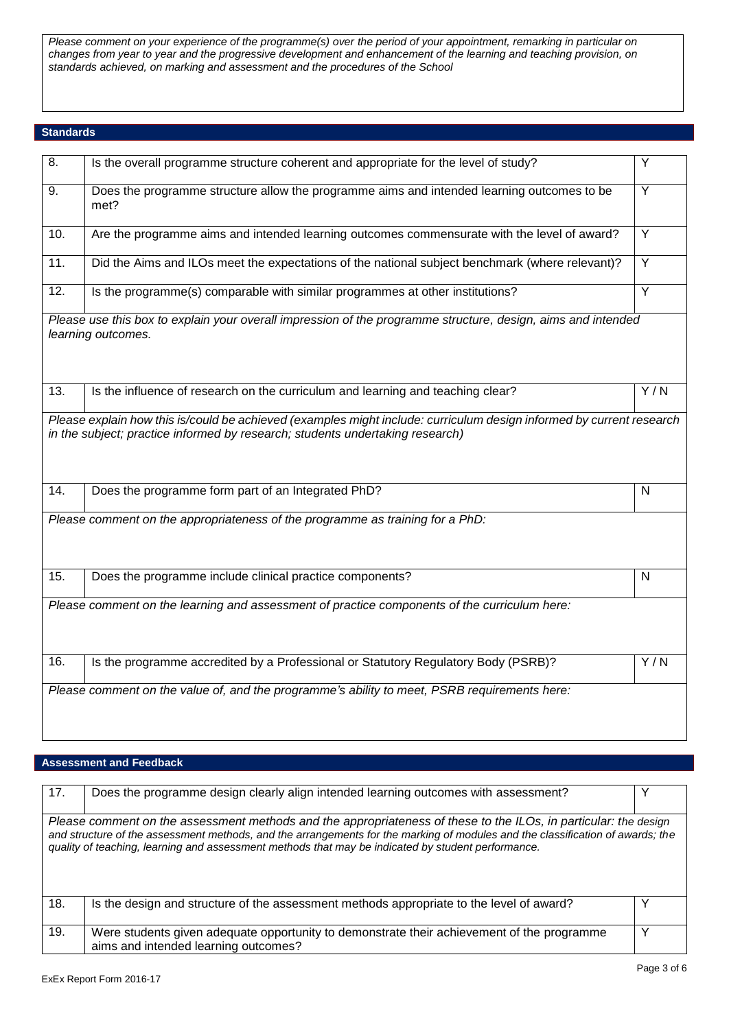*Please comment on your experience of the programme(s) over the period of your appointment, remarking in particular on changes from year to year and the progressive development and enhancement of the learning and teaching provision, on standards achieved, on marking and assessment and the procedures of the School*

## Standards

| | | |
|---|---|---|
| 8. | Is the overall programme structure coherent and appropriate for the level of study? | Y |
| 9. | Does the programme structure allow the programme aims and intended learning outcomes to be met? | Y |
| 10. | Are the programme aims and intended learning outcomes commensurate with the level of award? | Y |
| 11. | Did the Aims and ILOs meet the expectations of the national subject benchmark (where relevant)? | Y |
| 12. | Is the programme(s) comparable with similar programmes at other institutions? | Y |

*Please use this box to explain your overall impression of the programme structure, design, aims and intended learning outcomes.*

| | | |
|---|---|---|
| 13. | Is the influence of research on the curriculum and learning and teaching clear? | Y / N |

*Please explain how this is/could be achieved (examples might include: curriculum design informed by current research in the subject; practice informed by research; students undertaking research)*

| | | |
|---|---|---|
| 14. | Does the programme form part of an Integrated PhD? | N |

*Please comment on the appropriateness of the programme as training for a PhD:*

| | | |
|---|---|---|
| 15. | Does the programme include clinical practice components? | N |

*Please comment on the learning and assessment of practice components of the curriculum here:*

| | | |
|---|---|---|
| 16. | Is the programme accredited by a Professional or Statutory Regulatory Body (PSRB)? | Y / N |

*Please comment on the value of, and the programme's ability to meet, PSRB requirements here:*

## Assessment and Feedback

| | | |
|---|---|---|
| 17. | Does the programme design clearly align intended learning outcomes with assessment? | Y |

*Please comment on the assessment methods and the appropriateness of these to the ILOs, in particular: the design and structure of the assessment methods, and the arrangements for the marking of modules and the classification of awards; the quality of teaching, learning and assessment methods that may be indicated by student performance.*

| | | |
|---|---|---|
| 18. | Is the design and structure of the assessment methods appropriate to the level of award? | Y |
| 19. | Were students given adequate opportunity to demonstrate their achievement of the programme aims and intended learning outcomes? | Y |

ExEx Report Form 2016-17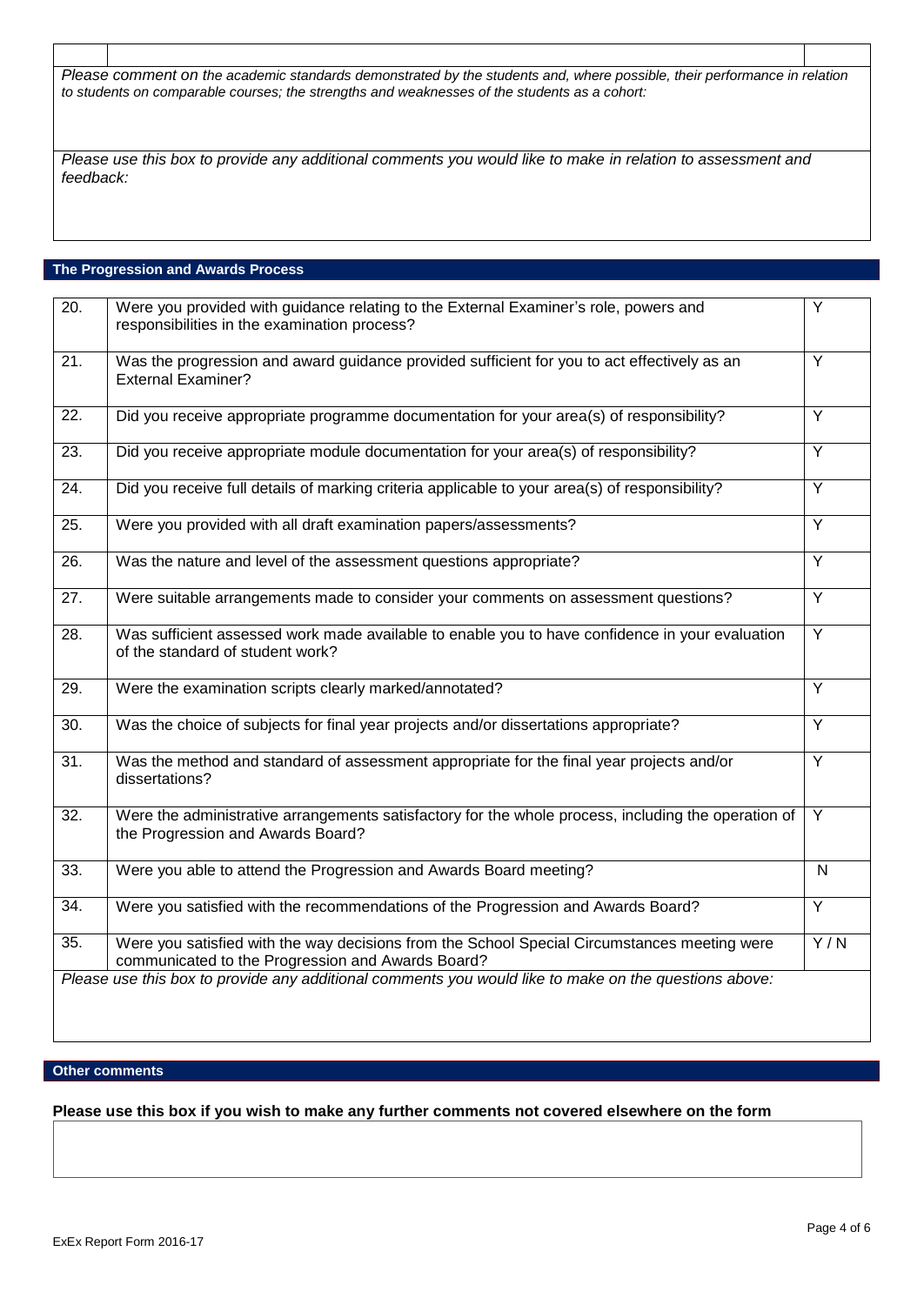| | | |
|---|---|---|
| | | |

*Please comment on the academic standards demonstrated by the students and, where possible, their performance in relation to students on comparable courses; the strengths and weaknesses of the students as a cohort:*

*Please use this box to provide any additional comments you would like to make in relation to assessment and feedback:*

## The Progression and Awards Process

| | | |
|---|---|---|
| 20. | Were you provided with guidance relating to the External Examiner's role, powers and responsibilities in the examination process? | Y |
| 21. | Was the progression and award guidance provided sufficient for you to act effectively as an External Examiner? | Y |
| 22. | Did you receive appropriate programme documentation for your area(s) of responsibility? | Y |
| 23. | Did you receive appropriate module documentation for your area(s) of responsibility? | Y |
| 24. | Did you receive full details of marking criteria applicable to your area(s) of responsibility? | Y |
| 25. | Were you provided with all draft examination papers/assessments? | Y |
| 26. | Was the nature and level of the assessment questions appropriate? | Y |
| 27. | Were suitable arrangements made to consider your comments on assessment questions? | Y |
| 28. | Was sufficient assessed work made available to enable you to have confidence in your evaluation of the standard of student work? | Y |
| 29. | Were the examination scripts clearly marked/annotated? | Y |
| 30. | Was the choice of subjects for final year projects and/or dissertations appropriate? | Y |
| 31. | Was the method and standard of assessment appropriate for the final year projects and/or dissertations? | Y |
| 32. | Were the administrative arrangements satisfactory for the whole process, including the operation of the Progression and Awards Board? | Y |
| 33. | Were you able to attend the Progression and Awards Board meeting? | N |
| 34. | Were you satisfied with the recommendations of the Progression and Awards Board? | Y |
| 35. | Were you satisfied with the way decisions from the School Special Circumstances meeting were communicated to the Progression and Awards Board? | Y / N |

*Please use this box to provide any additional comments you would like to make on the questions above:*

## Other comments

**Please use this box if you wish to make any further comments not covered elsewhere on the form**